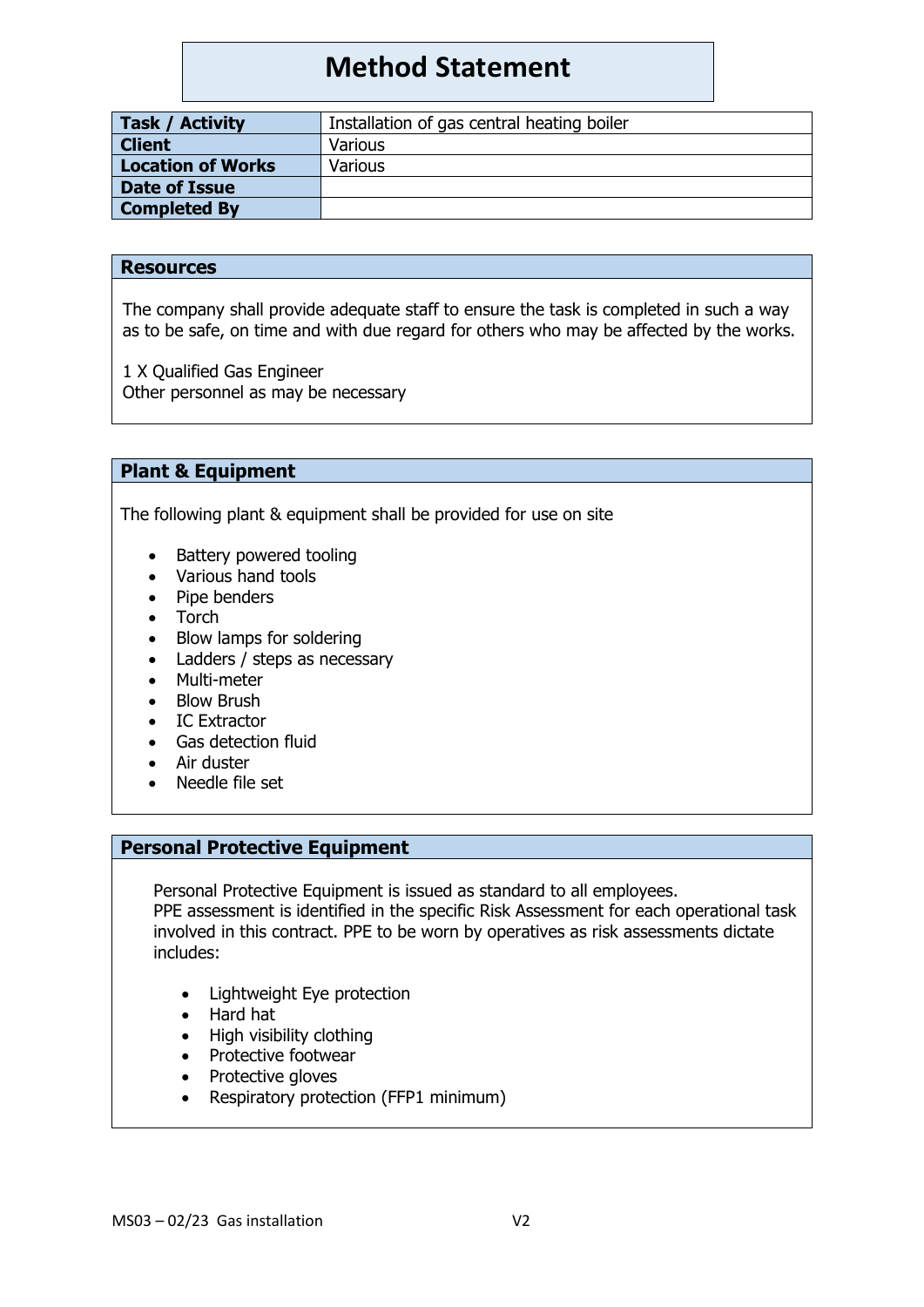# Method Statement

| Task / Activity | Installation of gas central heating boiler |
|---|---|
| Client | Various |
| Location of Works | Various |
| Date of Issue | |
| Completed By | |

## Resources

The company shall provide adequate staff to ensure the task is completed in such a way as to be safe, on time and with due regard for others who may be affected by the works.

1 X Qualified Gas Engineer
Other personnel as may be necessary

## Plant & Equipment

The following plant & equipment shall be provided for use on site

- Battery powered tooling
- Various hand tools
- Pipe benders
- Torch
- Blow lamps for soldering
- Ladders / steps as necessary
- Multi-meter
- Blow Brush
- IC Extractor
- Gas detection fluid
- Air duster
- Needle file set

## Personal Protective Equipment

Personal Protective Equipment is issued as standard to all employees.
PPE assessment is identified in the specific Risk Assessment for each operational task involved in this contract. PPE to be worn by operatives as risk assessments dictate includes:

- Lightweight Eye protection
- Hard hat
- High visibility clothing
- Protective footwear
- Protective gloves
- Respiratory protection (FFP1 minimum)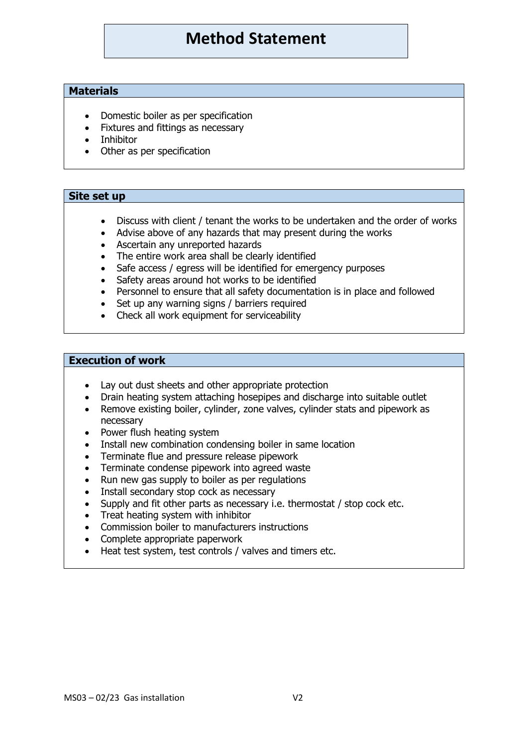# Method Statement

## Materials

- Domestic boiler as per specification
- Fixtures and fittings as necessary
- Inhibitor
- Other as per specification

## Site set up

- Discuss with client / tenant the works to be undertaken and the order of works
- Advise above of any hazards that may present during the works
- Ascertain any unreported hazards
- The entire work area shall be clearly identified
- Safe access / egress will be identified for emergency purposes
- Safety areas around hot works to be identified
- Personnel to ensure that all safety documentation is in place and followed
- Set up any warning signs / barriers required
- Check all work equipment for serviceability

## Execution of work

- Lay out dust sheets and other appropriate protection
- Drain heating system attaching hosepipes and discharge into suitable outlet
- Remove existing boiler, cylinder, zone valves, cylinder stats and pipework as necessary
- Power flush heating system
- Install new combination condensing boiler in same location
- Terminate flue and pressure release pipework
- Terminate condense pipework into agreed waste
- Run new gas supply to boiler as per regulations
- Install secondary stop cock as necessary
- Supply and fit other parts as necessary i.e. thermostat / stop cock etc.
- Treat heating system with inhibitor
- Commission boiler to manufacturers instructions
- Complete appropriate paperwork
- Heat test system, test controls / valves and timers etc.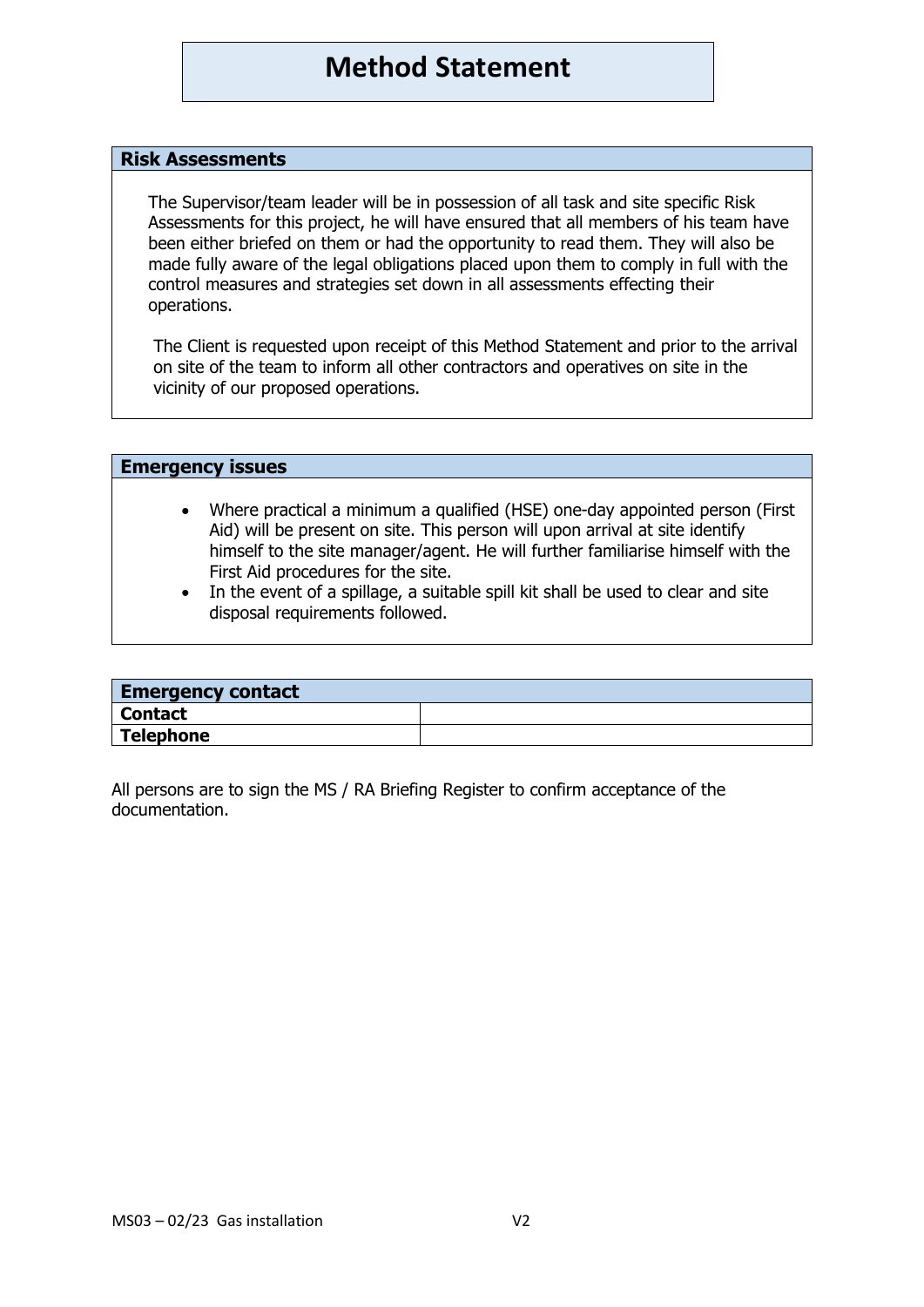# Method Statement

## Risk Assessments

The Supervisor/team leader will be in possession of all task and site specific Risk Assessments for this project, he will have ensured that all members of his team have been either briefed on them or had the opportunity to read them. They will also be made fully aware of the legal obligations placed upon them to comply in full with the control measures and strategies set down in all assessments effecting their operations.

The Client is requested upon receipt of this Method Statement and prior to the arrival on site of the team to inform all other contractors and operatives on site in the vicinity of our proposed operations.

## Emergency issues

- Where practical a minimum a qualified (HSE) one-day appointed person (First Aid) will be present on site. This person will upon arrival at site identify himself to the site manager/agent. He will further familiarise himself with the First Aid procedures for the site.
- In the event of a spillage, a suitable spill kit shall be used to clear and site disposal requirements followed.

| **Emergency contact** | |
|---|---|
| **Contact** | |
| **Telephone** | |

All persons are to sign the MS / RA Briefing Register to confirm acceptance of the documentation.

MS03 – 02/23 Gas installation V2